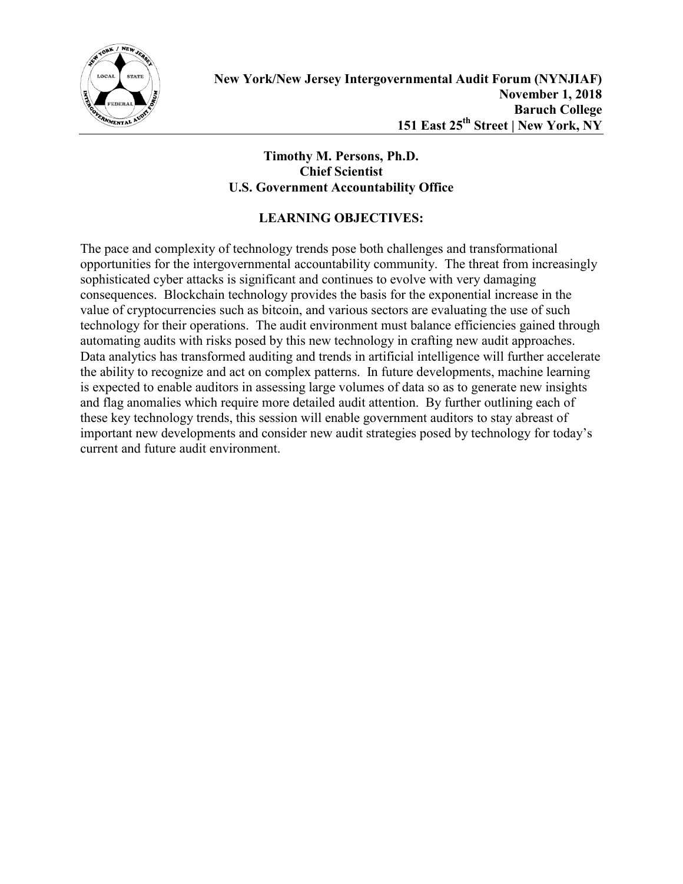**New York/New Jersey Intergovernmental Audit Forum (NYNJIAF)**
**November 1, 2018**
**Baruch College**
**151 East 25th Street | New York, NY**

**Timothy M. Persons, Ph.D.**
**Chief Scientist**
**U.S. Government Accountability Office**

## LEARNING OBJECTIVES:

The pace and complexity of technology trends pose both challenges and transformational opportunities for the intergovernmental accountability community. The threat from increasingly sophisticated cyber attacks is significant and continues to evolve with very damaging consequences. Blockchain technology provides the basis for the exponential increase in the value of cryptocurrencies such as bitcoin, and various sectors are evaluating the use of such technology for their operations. The audit environment must balance efficiencies gained through automating audits with risks posed by this new technology in crafting new audit approaches. Data analytics has transformed auditing and trends in artificial intelligence will further accelerate the ability to recognize and act on complex patterns. In future developments, machine learning is expected to enable auditors in assessing large volumes of data so as to generate new insights and flag anomalies which require more detailed audit attention. By further outlining each of these key technology trends, this session will enable government auditors to stay abreast of important new developments and consider new audit strategies posed by technology for today's current and future audit environment.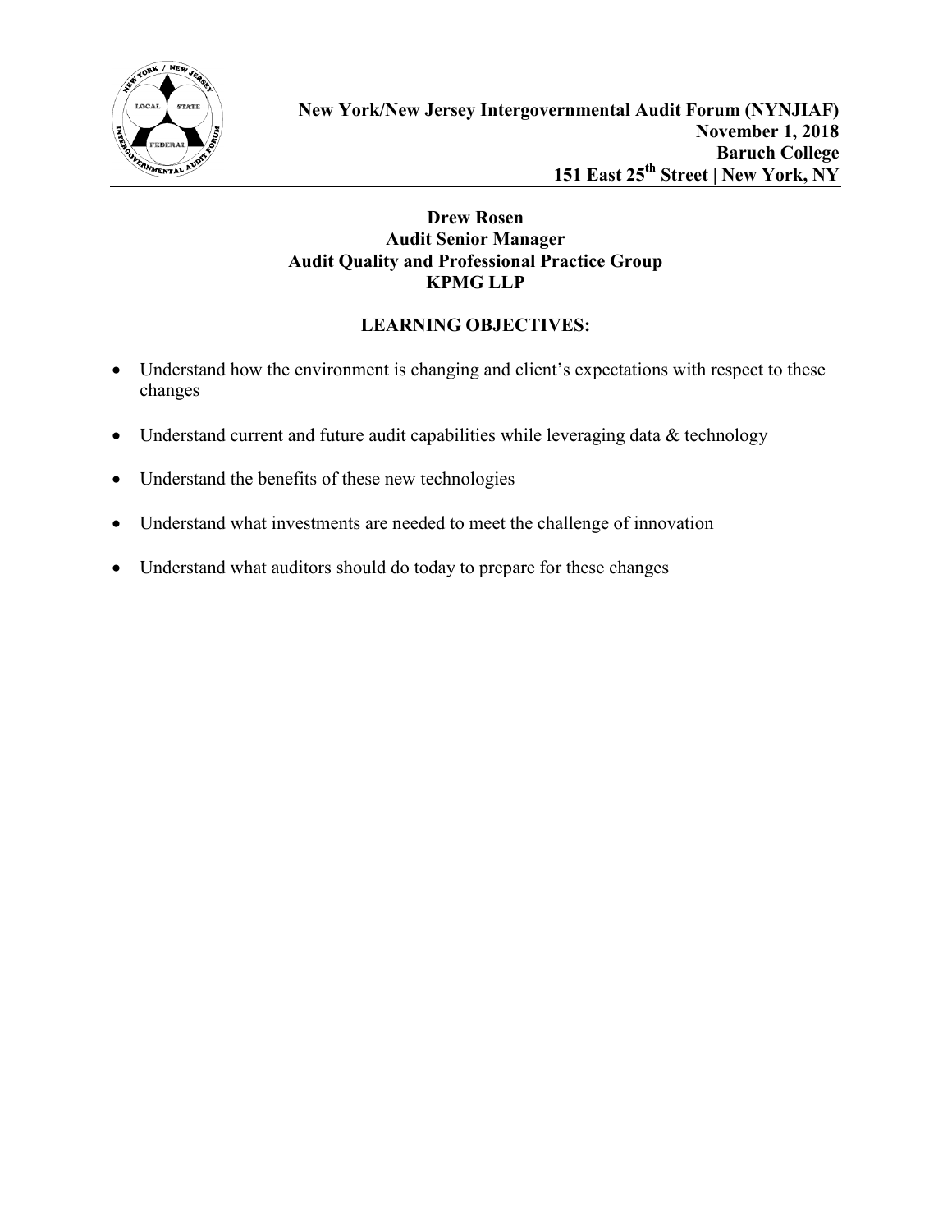**New York/New Jersey Intergovernmental Audit Forum (NYNJIAF)**
**November 1, 2018**
**Baruch College**
**151 East 25th Street | New York, NY**

---

**Drew Rosen**
**Audit Senior Manager**
**Audit Quality and Professional Practice Group**
**KPMG LLP**

## LEARNING OBJECTIVES:

- Understand how the environment is changing and client's expectations with respect to these changes
- Understand current and future audit capabilities while leveraging data & technology
- Understand the benefits of these new technologies
- Understand what investments are needed to meet the challenge of innovation
- Understand what auditors should do today to prepare for these changes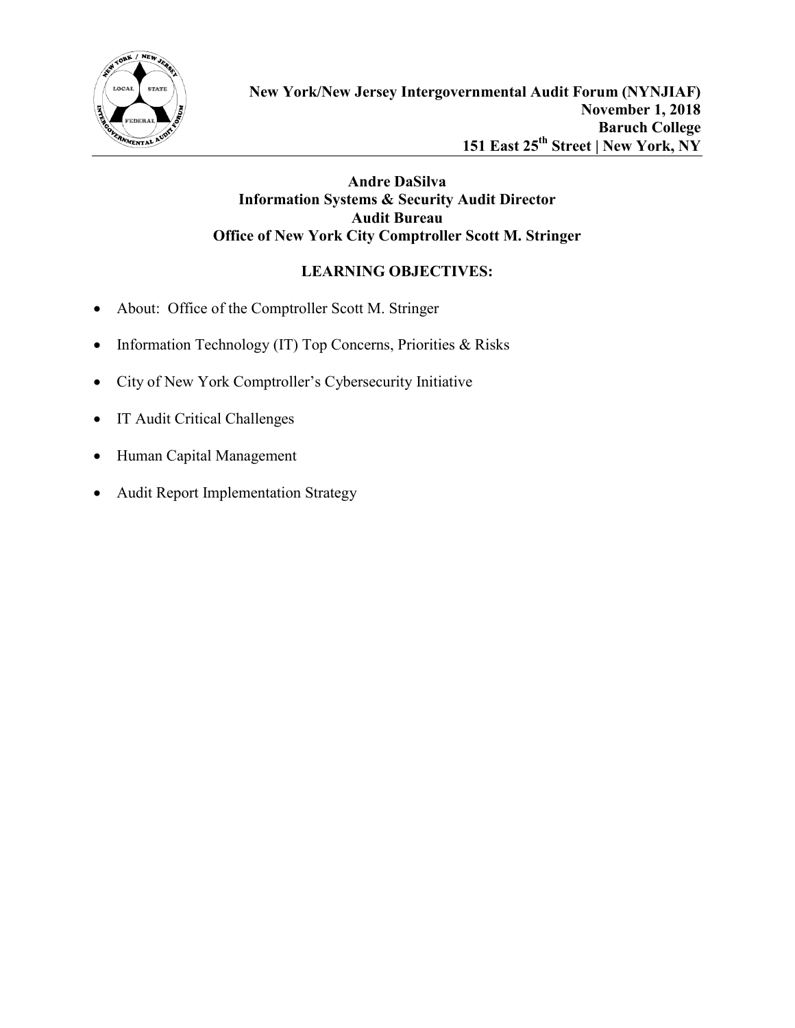**New York/New Jersey Intergovernmental Audit Forum (NYNJIAF)**
**November 1, 2018**
**Baruch College**
**151 East 25th Street | New York, NY**

**Andre DaSilva**
**Information Systems & Security Audit Director**
**Audit Bureau**
**Office of New York City Comptroller Scott M. Stringer**

## LEARNING OBJECTIVES:

- About: Office of the Comptroller Scott M. Stringer
- Information Technology (IT) Top Concerns, Priorities & Risks
- City of New York Comptroller's Cybersecurity Initiative
- IT Audit Critical Challenges
- Human Capital Management
- Audit Report Implementation Strategy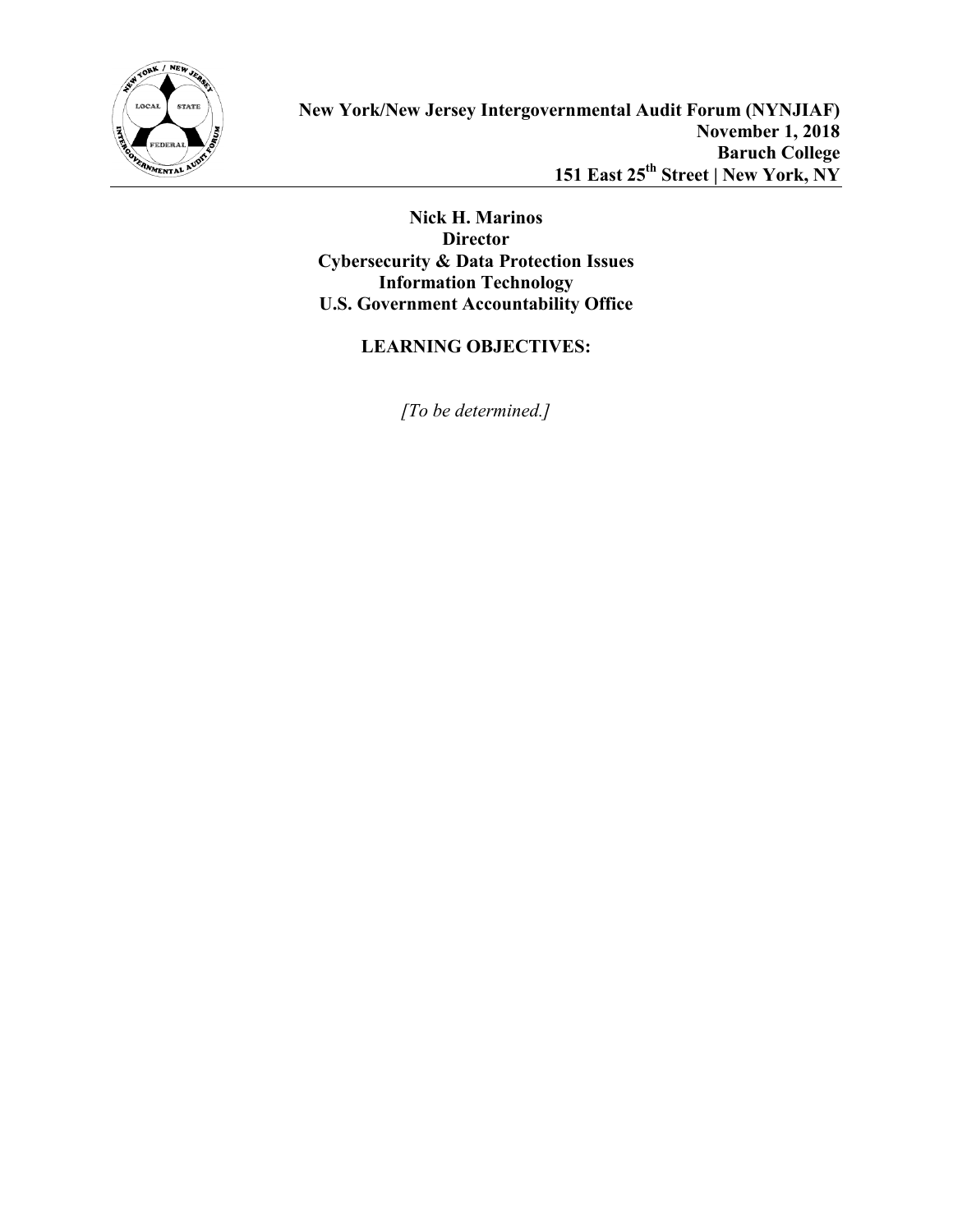**New York/New Jersey Intergovernmental Audit Forum (NYNJIAF)**
**November 1, 2018**
**Baruch College**
**151 East 25th Street | New York, NY**

**Nick H. Marinos**
**Director**
**Cybersecurity & Data Protection Issues**
**Information Technology**
**U.S. Government Accountability Office**

**LEARNING OBJECTIVES:**

*[To be determined.]*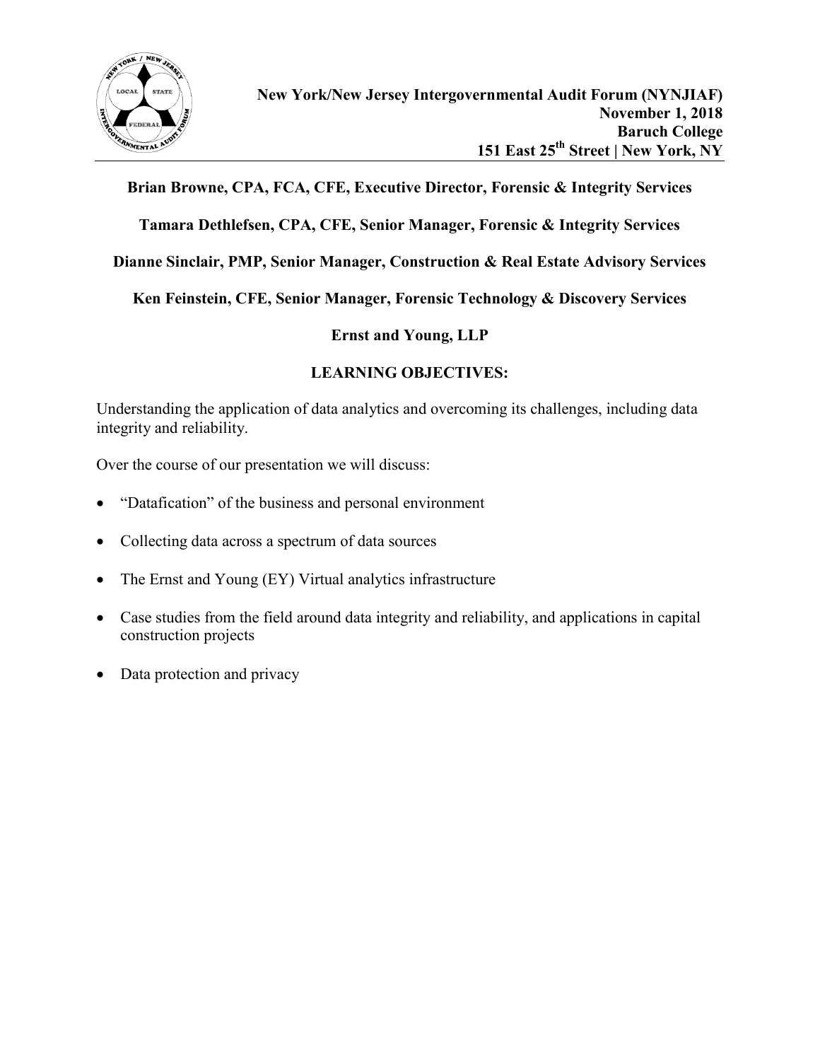**New York/New Jersey Intergovernmental Audit Forum (NYNJIAF)**
**November 1, 2018**
**Baruch College**
**151 East 25th Street | New York, NY**

**Brian Browne, CPA, FCA, CFE, Executive Director, Forensic & Integrity Services**

**Tamara Dethlefsen, CPA, CFE, Senior Manager, Forensic & Integrity Services**

**Dianne Sinclair, PMP, Senior Manager, Construction & Real Estate Advisory Services**

**Ken Feinstein, CFE, Senior Manager, Forensic Technology & Discovery Services**

**Ernst and Young, LLP**

**LEARNING OBJECTIVES:**

Understanding the application of data analytics and overcoming its challenges, including data integrity and reliability.

Over the course of our presentation we will discuss:

- "Datafication" of the business and personal environment
- Collecting data across a spectrum of data sources
- The Ernst and Young (EY) Virtual analytics infrastructure
- Case studies from the field around data integrity and reliability, and applications in capital construction projects
- Data protection and privacy